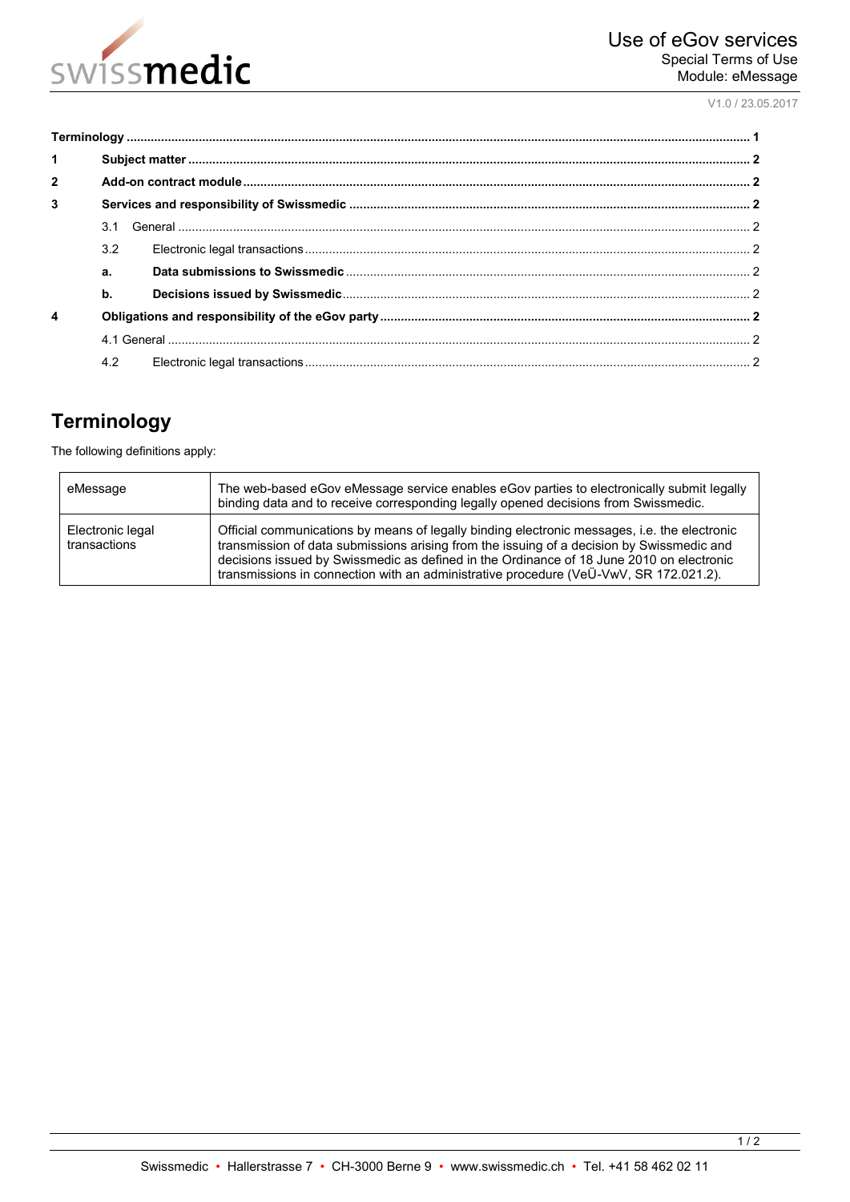Use of eGov services
Special Terms of Use
Module: eMessage

V1.0 / 23.05.2017

**Terminology** ..... 1

**1 Subject matter** ..... 2

**2 Add-on contract module** ..... 2

**3 Services and responsibility of Swissmedic** ..... 2

- 3.1 General ..... 2
- 3.2 Electronic legal transactions ..... 2
  - **a. Data submissions to Swissmedic** ..... 2
  - **b. Decisions issued by Swissmedic** ..... 2

**4 Obligations and responsibility of the eGov party** ..... 2

- 4.1 General ..... 2
- 4.2 Electronic legal transactions ..... 2

# Terminology

The following definitions apply:

| | |
|---|---|
| eMessage | The web-based eGov eMessage service enables eGov parties to electronically submit legally binding data and to receive corresponding legally opened decisions from Swissmedic. |
| Electronic legal transactions | Official communications by means of legally binding electronic messages, i.e. the electronic transmission of data submissions arising from the issuing of a decision by Swissmedic and decisions issued by Swissmedic as defined in the Ordinance of 18 June 2010 on electronic transmissions in connection with an administrative procedure (VeÜ-VwV, SR 172.021.2). |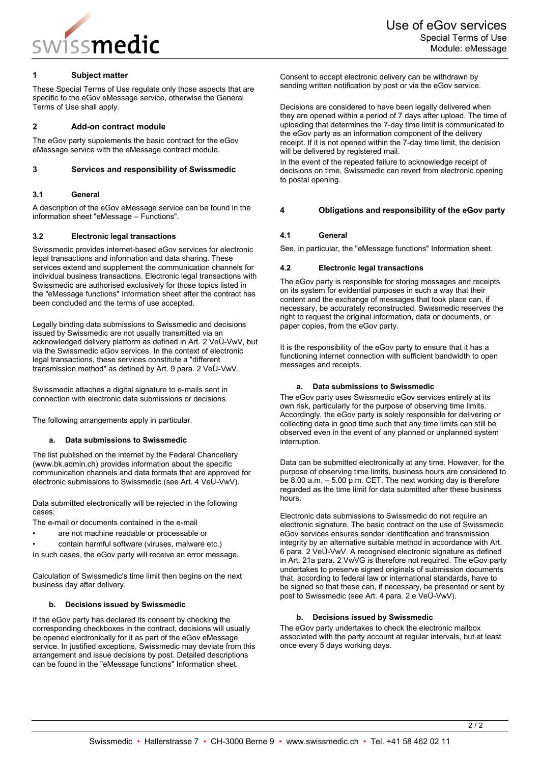# Use of eGov services

Special Terms of Use

Module: eMessage

## 1 Subject matter

These Special Terms of Use regulate only those aspects that are specific to the eGov eMessage service, otherwise the General Terms of Use shall apply.

## 2 Add-on contract module

The eGov party supplements the basic contract for the eGov eMessage service with the eMessage contract module.

## 3 Services and responsibility of Swissmedic

### 3.1 General

A description of the eGov eMessage service can be found in the information sheet "eMessage – Functions".

### 3.2 Electronic legal transactions

Swissmedic provides internet-based eGov services for electronic legal transactions and information and data sharing. These services extend and supplement the communication channels for individual business transactions. Electronic legal transactions with Swissmedic are authorised exclusively for those topics listed in the "eMessage functions" Information sheet after the contract has been concluded and the terms of use accepted.

Legally binding data submissions to Swissmedic and decisions issued by Swissmedic are not usually transmitted via an acknowledged delivery platform as defined in Art. 2 VeÜ-VwV, but via the Swissmedic eGov services. In the context of electronic legal transactions, these services constitute a "different transmission method" as defined by Art. 9 para. 2 VeÜ-VwV.

Swissmedic attaches a digital signature to e-mails sent in connection with electronic data submissions or decisions.

The following arrangements apply in particular.

**a. Data submissions to Swissmedic**

The list published on the internet by the Federal Chancellery (www.bk.admin.ch) provides information about the specific communication channels and data formats that are approved for electronic submissions to Swissmedic (see Art. 4 VeÜ-VwV).

Data submitted electronically will be rejected in the following cases:

The e-mail or documents contained in the e-mail

- are not machine readable or processable or
- contain harmful software (viruses, malware etc.)

In such cases, the eGov party will receive an error message.

Calculation of Swissmedic's time limit then begins on the next business day after delivery.

**b. Decisions issued by Swissmedic**

If the eGov party has declared its consent by checking the corresponding checkboxes in the contract, decisions will usually be opened electronically for it as part of the eGov eMessage service. In justified exceptions, Swissmedic may deviate from this arrangement and issue decisions by post. Detailed descriptions can be found in the "eMessage functions" Information sheet.

Consent to accept electronic delivery can be withdrawn by sending written notification by post or via the eGov service.

Decisions are considered to have been legally delivered when they are opened within a period of 7 days after upload. The time of uploading that determines the 7-day time limit is communicated to the eGov party as an information component of the delivery receipt. If it is not opened within the 7-day time limit, the decision will be delivered by registered mail.

In the event of the repeated failure to acknowledge receipt of decisions on time, Swissmedic can revert from electronic opening to postal opening.

## 4 Obligations and responsibility of the eGov party

### 4.1 General

See, in particular, the "eMessage functions" Information sheet.

### 4.2 Electronic legal transactions

The eGov party is responsible for storing messages and receipts on its system for evidential purposes in such a way that their content and the exchange of messages that took place can, if necessary, be accurately reconstructed. Swissmedic reserves the right to request the original information, data or documents, or paper copies, from the eGov party.

It is the responsibility of the eGov party to ensure that it has a functioning internet connection with sufficient bandwidth to open messages and receipts.

**a. Data submissions to Swissmedic**

The eGov party uses Swissmedic eGov services entirely at its own risk, particularly for the purpose of observing time limits. Accordingly, the eGov party is solely responsible for delivering or collecting data in good time such that any time limits can still be observed even in the event of any planned or unplanned system interruption.

Data can be submitted electronically at any time. However, for the purpose of observing time limits, business hours are considered to be 8.00 a.m. – 5.00 p.m. CET. The next working day is therefore regarded as the time limit for data submitted after these business hours.

Electronic data submissions to Swissmedic do not require an electronic signature. The basic contract on the use of Swissmedic eGov services ensures sender identification and transmission integrity by an alternative suitable method in accordance with Art. 6 para. 2 VeÜ-VwV. A recognised electronic signature as defined in Art. 21a para. 2 VwVG is therefore not required. The eGov party undertakes to preserve signed originals of submission documents that, according to federal law or international standards, have to be signed so that these can, if necessary, be presented or sent by post to Swissmedic (see Art. 4 para. 2 e VeÜ-VwV).

**b. Decisions issued by Swissmedic**

The eGov party undertakes to check the electronic mailbox associated with the party account at regular intervals, but at least once every 5 days working days.